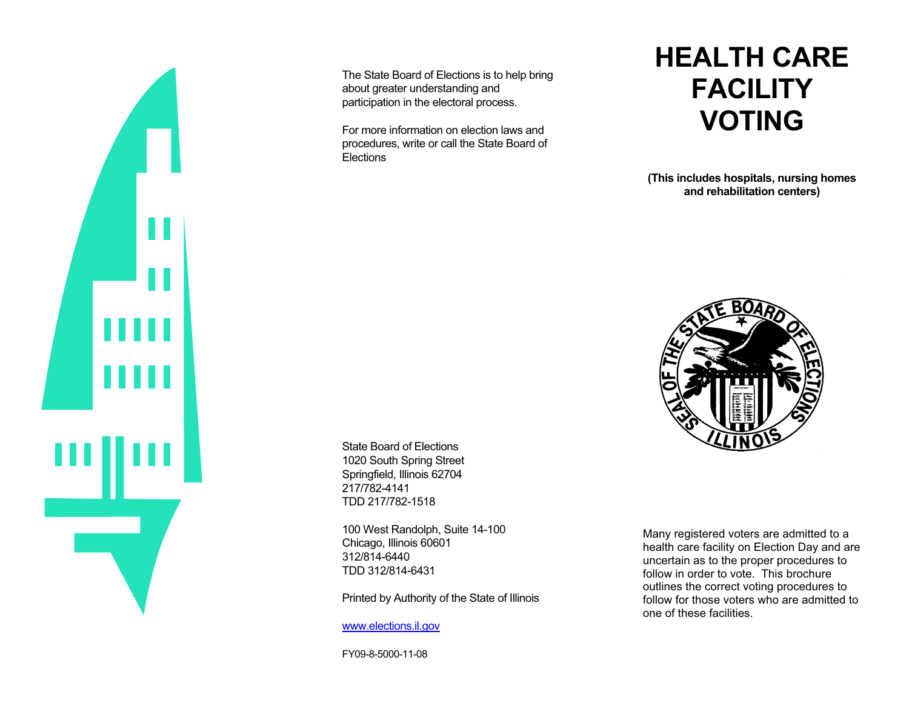The State Board of Elections is to help bring about greater understanding and participation in the electoral process.

For more information on election laws and procedures, write or call the State Board of Elections

State Board of Elections
1020 South Spring Street
Springfield, Illinois 62704
217/782-4141
TDD 217/782-1518

100 West Randolph, Suite 14-100
Chicago, Illinois 60601
312/814-6440
TDD 312/814-6431

Printed by Authority of the State of Illinois

[www.elections.il.gov](http://www.elections.il.gov)

FY09-8-5000-11-08

# HEALTH CARE FACILITY VOTING

**(This includes hospitals, nursing homes and rehabilitation centers)**

Many registered voters are admitted to a health care facility on Election Day and are uncertain as to the proper procedures to follow in order to vote. This brochure outlines the correct voting procedures to follow for those voters who are admitted to one of these facilities.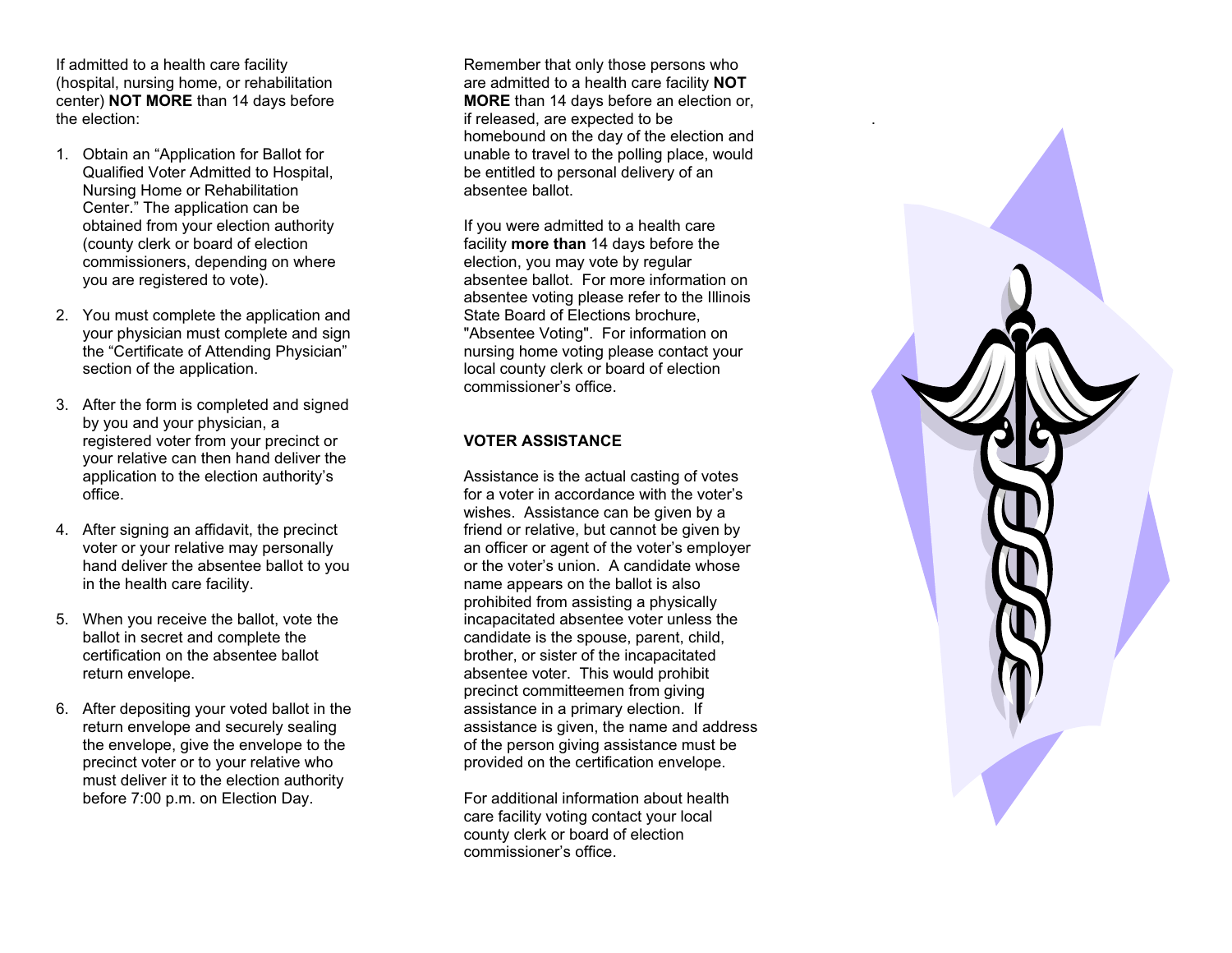If admitted to a health care facility (hospital, nursing home, or rehabilitation center) **NOT MORE** than 14 days before the election:

1. Obtain an "Application for Ballot for Qualified Voter Admitted to Hospital, Nursing Home or Rehabilitation Center." The application can be obtained from your election authority (county clerk or board of election commissioners, depending on where you are registered to vote).

2. You must complete the application and your physician must complete and sign the "Certificate of Attending Physician" section of the application.

3. After the form is completed and signed by you and your physician, a registered voter from your precinct or your relative can then hand deliver the application to the election authority's office.

4. After signing an affidavit, the precinct voter or your relative may personally hand deliver the absentee ballot to you in the health care facility.

5. When you receive the ballot, vote the ballot in secret and complete the certification on the absentee ballot return envelope.

6. After depositing your voted ballot in the return envelope and securely sealing the envelope, give the envelope to the precinct voter or to your relative who must deliver it to the election authority before 7:00 p.m. on Election Day.

Remember that only those persons who are admitted to a health care facility **NOT MORE** than 14 days before an election or, if released, are expected to be homebound on the day of the election and unable to travel to the polling place, would be entitled to personal delivery of an absentee ballot.

If you were admitted to a health care facility **more than** 14 days before the election, you may vote by regular absentee ballot. For more information on absentee voting please refer to the Illinois State Board of Elections brochure, "Absentee Voting". For information on nursing home voting please contact your local county clerk or board of election commissioner's office.

**VOTER ASSISTANCE**

Assistance is the actual casting of votes for a voter in accordance with the voter's wishes. Assistance can be given by a friend or relative, but cannot be given by an officer or agent of the voter's employer or the voter's union. A candidate whose name appears on the ballot is also prohibited from assisting a physically incapacitated absentee voter unless the candidate is the spouse, parent, child, brother, or sister of the incapacitated absentee voter. This would prohibit precinct committeemen from giving assistance in a primary election. If assistance is given, the name and address of the person giving assistance must be provided on the certification envelope.

For additional information about health care facility voting contact your local county clerk or board of election commissioner's office.